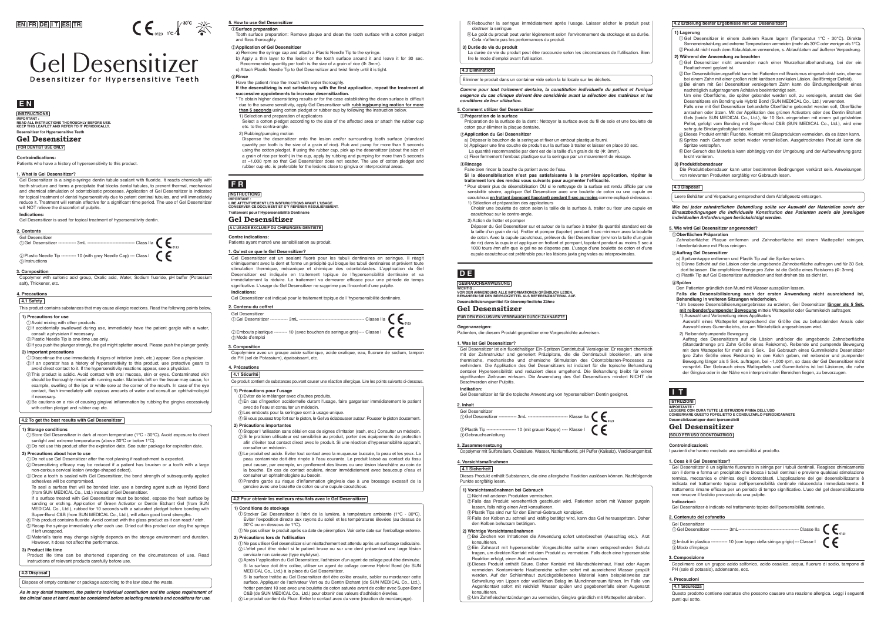EN FR DE IT ES TR

# Gel Desensitizer

Desensitizer for Hypersensitive Teeth

## EN

**INSTRUCTIONS**

**IMPORTANT :**
**READ ALL INSTRUCTIONS THOROUGHLY BEFORE USE.**
**KEEP THIS LEAFLET AND REFER TO IT PERIODICALLY.**

**Desensitizer for Hypersensitive Teeth**

## Gel Desensitizer

**FOR DENTIST USE ONLY**

**Contraindications:**

Patients who have a history of hypersensitivity to this product.

### 1. What is Gel Desensitizer?

Gel Desensitizer is a single-syringe dentin tubule sealant with fluoride. It reacts chemically with tooth structure and forms a precipitate that blocks dental tubules, to prevent thermal, mechanical and chemical stimulation of odontoblastic processes. Application of Gel Desensitizer is indicated for topical treatment of dental hypersensitivity due to patent dentinal tubules, and will immediately reduce it. Treatment will remain effective for a significant time period. The use of Gel Desensitizer will NOT relieve the discomfort of pulpitis.

**Indications:**

Gel Desensitizer is used for topical treatment of hypersensitivity dentin.

### 2. Contents

Gel Desensitizer
① Gel Desensitizer ------------ 3mL ------------------------------- Class IIa CE 0123
② Plastic Needle Tip ---------- 10 (with grey Needle Cap) --- Class I CE
③ Instructions

### 3. Composition

Copolymer with sulfonic acid group, Oxalic acid, Water, Sodium fluoride, pH buffer (Potassium salt), Thickener, etc.

### 4. Precautions

**4.1 Safety**

This product contains substances that may cause allergic reactions. Read the following points below.

**1) Precautions for use**

① Avoid mixing with other products.
② If accidentally swallowed during use, immediately have the patient gargle with a water, consult a physician if necessary.
③ Plastic Needle Tip is one-time use only.
④ If you push the plunger strongly, the gel might splatter around. Please push the plunger gently.

**2) Important precautions**

① Discontinue the use immediately if signs of irritation (rash, etc.) appear. See a physician.
② If an operator has a history of hypersensitivity to this product, use protective gears to avoid direct contact to it. If the hypersensitivity reactions appear, see a physician.
③ This product is acidic. Avoid contact with oral mucosa, skin or eyes. Contaminated skin should be thoroughly rinsed with running water. Materials left on the tissue may cause, for example, swelling of the lips or white sore at the corner of the mouth. In case of the eye contact, flush immediately with copious amounts of water and consult an ophthalmologist if necessary.
④ Be cautions on a risk of causing gingival inflammation by rubbing the gingiva excessively with cotton pledget and rubber cup etc.

**4.2 To get the best results with Gel Desensitizer**

**1) Storage conditions**

① Store Gel Desensitizer in dark at room temperature (1°C - 30°C). Avoid exposure to direct sunlight and extreme temperatures (above 30°C or below 1°C).
② Do not use this product after the expiration date. See outer package for expiration date.

**2) Precautions about how to use**

① Do not use Gel Desensitizer after the root planing if reattachment is expected.
② Desensitizing efficacy may be reduced if a patient has bruxism or a tooth with a large non-carious cervical lesion (wedge-shaped defect).
③ Once a tooth is sealed with Gel Desensitizer, the bond strength of subsequently applied adhesives will be compromised.
To seal a surface that will be bonded later, use a bonding agent such as Hybrid Bond (from SUN MEDICAL Co., Ltd.) instead of Gel Desensitizer.
If a surface treated with Gel Desensitizer must be bonded, expose the fresh surface by sanding or etching. Application of Green Activator or Dentin Etchant Gel (from SUN MEDICAL Co., Ltd.), rubbed for 10 seconds with a saturated pledget before bonding with Super-Bond C&B (from SUN MEDICAL Co., Ltd.), will attain good bond strengths.
④ This product contains fluoride. Avoid contact with the glass product as it can react / etch.
⑤ Recap the syringe immediately after each use. Dried out this product can clog the syringe if left uncapped.
⑥ Material's taste may change slightly depends on the storage environment and duration. However, it does not affect the performance.

**3) Product life time**

Product life time can be shortened depending on the circumstances of use. Read instructions of relevant products carefully before use.

**4.3 Disposal**

Dispose of empty container or package according to the law about the waste.

*As in any dental treatment, the patient's individual constitution and the unique requirement of the clinical case at hand must be considered before selecting materials and conditions for use.*

### 5. How to use Gel Desensitizer

**① Surface preparation**

Tooth surface preparation: Remove plaque and clean the tooth surface with a cotton pledget and floss thoroughly.

**② Application of Gel Desensitizer**

a) Remove the syringe cap and attach a Plastic Needle Tip to the syringe.
b) Apply a thin layer to the lesion or the tooth surface around it and leave it for 30 sec. Recommended quantity per tooth is the size of a grain of rice (Φ: 3mm).
c) Attach Plastic Needle Tip to Gel Desensitizer and twist firmly until it is tight.

**③ Rinse**

Have the patient rinse the mouth with water thoroughly.

**If the desensitizing is not satisfactory with the first application, repeat the treatment at successive appointments to increase desensitization.**

\* To obtain higher desensitizing results or for the case establishing the clean surface is difficult due to the severe sensitivity, apply Gel Desensitizer with **rubbing/pumping motion for more than 5 seconds** using cotton pledget or rubber cup by following the instruction below.

1) Selection and preparation of applicators
Select a cotton pledget according to the size of the affected area or attach the rubber cup etc. to the contra-angle.

2) Rubbing/pumping motion
Dispense the desensitizer onto the lesion and/or surrounding tooth surface (standard quantity per tooth is the size of a grain of rice). Rub and pump for more than 5 seconds using the cotton pledget. If using the rubber cup, pick up the desensitizer (about the size of a grain of rice per tooth) in the cup, apply by rubbing and pumping for more than 5 seconds at ~1,000 rpm so that Gel Desensitizer does not scatter. The use of cotton pledget and rubber cup etc. is preferable for the lesions close to gingiva or interproximal areas.

## FR

**INSTRUCTIONS**

**IMPORTANT :**
**LIRE ATTENTIVEMENT LES INSTURUCTIONS AVANT L'USAGE.**
**CONSERVER CE DOCUMENT ET S'Y RÉFÉRER RÉGULIÈREMENT.**

**Traitement pour l'Hypersensibilité Dentinaire**

## Gel Desensitizer

**A L'USAGE EXCLUSIF DU CHIRURGIEN DENTISTE**

**Contre indications:**

Patients ayant montré une sensibilisation au produit.

### 1. Qu'est ce que le Gel Desensitizer?

Gel Desensitizer est un sealant fluoré pour les tubuli dentinaires en seringue. Il réagit chimiquement avec la dent et forme un précipité qui bloque les tubuli dentinaires et prévient toute stimulation thermique, mécanique et chimique des odontoblastes. L'application du Gel Desensitizer est indiquée en traitement topique de l'hypersensibilité dentinaire et va immédiatement la réduire. Le traitement va demeurer efficace pour une période de temps significative. L'usage du Gel Desensitizer ne supprime pas l'inconfort d'une pulpite.

**Indications:**

Gel Desensitizer est indiqué pour le traitement topique de l'hypersensibilité dentinaire.

### 2. Contenu du coffret

Gel Desensitizer
① Gel Desensitizer ------------ 3mL ------------------------------------------- Classe IIa CE 0123
② Embouts plastique --------- 10 (avec bouchon de seringue gris)---- Classe I CE
③ Mode d'emploi

### 3. Composition

Copolymère avec un groupe acide sulfonique, acide oxalique, eau, fluorure de sodium, tampon de PH (sel de Potassium), épaississant, etc.

### 4. Précautions

**4.1 Sécurité**

Ce produit contient de substances pouvant causer une réaction allergique. Lire les points suivants ci-dessous.

**1) Précautions pour l'usage**

① Éviter de le mélanger avec d'autres produits.
② En cas d'ingestion accidentelle durant l'usage, faire gargariser immédiatement le patient avec de l'eau et consulter un médecin.
③ Les embouts pour la seringue sont à usage unique.
④ Si vous poussez trop fort sur le piston, le Gel va éclabousser autour. Pousser le piston doucement.

**2) Précautions importantes**

① Stopper l'utilisation sans délai en cas de signes d'irritation (rash, etc.) Consulter un médecin.
② Si le praticien utilisateur est sensibilisé au produit, porter des équipements de protection afin d'éviter tout contact direct avec le produit. Si une réaction d'hypersensibilité apparaît, consulter un médecin.
③ Le produit est acide. Eviter tout contact avec la muqueuse buccale, la peau et les yeux. La peau contaminée doit être rinçée à l'eau courante. Le produit laissé au contact du tissu peut causer, par exemple, un gonflement des lèvres ou une lésion blanchâtre au coin de la bouche. En cas de contact oculaire, rincer immédiatement avec beaucoup d'eau et consulter un ophtalmologiste au besoin.
④ Prendre garde au risque d'inflammation gingivale due à une brossage excessif de la gencive avec une boulette de coton ou une cupule caoutchouc.

**4.2 Pour obtenir les meilleurs résultats avec le Gel Desensitizer**

**1) Conditions de stockage**

① Stocker Gel Desensitizer à l'abri de la lumière, à température ambiante (1°C - 30°C). Eviter l'exposition directe aux rayons du soleil et les températures élevées (au dessus de 30°C ou en dessous de 1°C).
② Ne pas utiliser le produit après sa date de péremption. Voir cette date sur l'emballage externe.

**2) Précautions lors de l'utilisation**

① Ne pas utiliser Gel desensitizer si un réattachement est attendu après un surfaçage radiculaire.
② L'effet peut être réduit si le patient bruxe ou sur une dent présentant une large lésion cervicale non carieuse (type mylolyse).
③ Après l'application du Gel Desensitizer, l'adhésion d'un agent de collage peut être diminuée. Si la surface doit être collée, utiliser un agent de collage comme Hybrid Bond (de SUN MEDICAL Co., Ltd.) à la place du Gel Desensitizer.
Si la surface traitée au Gel Desensitizer doit être collée ensuite, sabler ou mordancer cette surface. Appliquer de l'activateur Vert ou du Dentin Etchant Gel (de SUN MEDICAL Co., Ltd.), frotter pendant 10 sec avec une boulette de coton saturée avant de coller avec Super-Bond C&B (de SUN MEDICAL Co., Ltd.) pour obtenir des valeurs d'adhésion élevées.
④ Le produit contient du Fluor. Eviter le contact avec du verre (réaction de mordançage).
⑤ Reboucher la seringue immédiatement après l'usage. Laisser sécher le produit peut obstruer la seringue.
⑥ Le goût du produit peut varier légèrement selon l'environnement du stockage et sa durée. Cela n'affecte pas les performances du produit.

**3) Durée de vie du produit**

La durée de vie du produit peut être raccourcie selon les circonstances de l'utilisation. Bien lire le mode d'emploi avant l'utilisation.

**4.3 Elimination**

Eliminer le produit dans un container vide selon la loi locale sur les déchets.

***Comme pour tout traitement dentaire, la constitution individuelle du patient et l'unique exigence du cas clinique doivent être considérés avant la sélection des matériaux et les conditions de leur utilisation.***

### 5. Comment utiliser Gel Desensitizer

**① Préparation de la surface**

Préparation de la surface de la dent : Nettoyer la surface avec du fil de soie et une boulette de coton pour éliminer la plaque dentaire.

**② Application du Gel Desensitizer**

a) Déposer le bouchon de la seringue et fixer un embout plastique fourni.
b) Appliquer une fine couche de produit sur la surface à traiter et laisser en place 30 sec. La quantité recommandée par dent est de la taille d'un grain de riz (Φ: 3mm).
c) Fixer fermement l'embout plastique sur la seringue par un mouvement de vissage.

**③ Rinçage**

Faire bien rincer la bouche du patient avec de l'eau.

**Si la désensibilisation n'est pas satisfaisante à la première application, répéter le traitement lors des rendez vous suivants pour augmenter l'efficacité.**

\* Pour obtenir plus de désensibilisation OU si le nettoyage de la surface est rendu difficile par une sensibilité sévère, appliquer Gel Desensitizer avec une boulette de coton ou une cupule en caoutchouc **en frottant /pompant (tapotant) pendant 5 sec au moins** comme expliqué ci-dessous :

1) Sélection et préparation des applicateurs
Choisir une boulette de coton selon la taille de la surface à, traiter ou fixer une cupule en caoutchouc sur le contre-angle.

2) Action de frotter et pomper
Déposer du Gel Desensitizer sur et autour de la surface à traiter (la quantité standard est de la taille d'un grain de riz). Frotter et pomper (tapoter) pendant 5 sec minimum avec la boulette de coton. Avec la cupule caoutchouc, prélever du Gel Desensitizer (environ la taille d'un grain de riz) dans la cupule et appliquer en frottant et pompant, tapotant pendant au moins 5 sec à 1000 tours /mn afin que le gel ne se disperse pas. L'usage d'une boulette de coton et d'une cupule caoutchouc est préférable pour les lésions juxta gingivales ou interproximales.

## DE

**GEBRAUCHSANWEISUNG**

**WICHTIG :**
**VOR DER ANWENDUNG ALLE INFORMATIONEN GRÜNDLICH LESEN.**
**BEWAHREN SIE DEN BEIPACKZETTEL ALS REFERENZMATERIAL AUF.**

**Desensibilisierungsmittel für überempfindliche Zähne**

## Gel Desensitizer

**FÜR DEN EXKLUSIVEN VERBRAUCH DURCH ZAHNÄRZTE**

**Gegenanzeigen:**

Patienten, die diesem Produkt gegenüber eine Vorgeschichte aufweisen.

### 1. Was ist Gel Desensitizer?

Gel Desensitizer ist ein fluoridhaltiger Ein-Spritzen Dentintubuli Versiegeler. Er reagiert chemisch mit der Zahnstruktur und generiert Präzipitate, die die Dentintubuli blockieren, um eine thermische, mechanische und chemische Stimulation des Odontoblasten-Prozesses zu verhindern. Die Applikation des Gel Desensitizers ist indiziert für die topische Behandlung dentaler Hypersensibilität und reduziert diese umgehend. Die Behandlung bleibt für einen signifikanten Zeitraum wirksam. Die Anwendung des Gel Desensitizers mindert NICHT die Beschwerden einer Pulpitis.

**Indikation:**

Gel Desensitizer ist für die topische Anwendung von hypersensiblem Dentin geeignet.

### 2. Inhalt

Gel Desensitizer
① Gel Desensitizer ------------ 3mL ---------------------------- Klasse IIa CE 0123
② Plastik Tip --------------------- 10 (mit grauer Kappe) ---- Klasse I CE
③ Gebrauchsanleitung

### 3. Zusammensetzung

Copolymer mit Sulfonsäure, Oxalsäure, Wasser, Natriumfluorid, pH Puffer (Kalisalz), Verdickungsmittel.

### 4. Vorsichtsmaßnahmen

**4.1 Sicherheit**

Dieses Produkt enthält Substanzen, die eine allergische Reaktion auslösen können. Nachfolgende Punkte sorgfältig lesen.

**1) Vorsichtsmaßnahmen bei Gebrauch**

① Nicht mit anderen Produkten vermischen.
② Falls das Produkt versehentlich geschluckt wird, Patienten sofort mit Wasser gurgeln lassen, falls nötig einen Arzt konsultieren.
③ Plastik Tips sind nur für den Einmal-Gebrauch konzipiert.
④ Falls der Kolben zu schnell und kräftig betätigt wird, kann das Gel herausspritzen. Daher den Kolben behutsam betätigen.

**2) Wichtige Vorsichtsmaßnahmen**

① Bei Zeichen von Irritationen die Anwendung sofort unterbrechen (Ausschlag etc.). Arzt konsultieren.
② Ein Zahnarzt mit hypersensibler Vorgeschichte sollte einen entsprechenden Schutz tragen, um direkten Kontakt mit dem Produkt zu vermeiden. Falls doch eine hypersensible Reaktion erfolgt, einen Arzt aufsuchen.
③ Dieses Produkt enthält Säure. Daher Kontakt mit Mundschleimhaut, Haut oder Augen vermeiden. Kontaminierte Hautbereiche sollten sofort mit ausreichend Wasser gespült werden. Auf der Schleimhaut zurückgebliebenes Material kann beispielsweise zur Schwellung von Lippen oder weißlichen Belag im Mundinnenraum führen. Im Falle von Augenkontakt sofort mit reichlich Wasser spülen und gegebenenfalls einen Augenarzt konsultieren.
④ Um Zahnfleischentzündungen zu vermeiden, Gingiva gründlich mit Wattepellet abreiben.

**4.2 Erzielung bester Ergebnisse mit Gel Desensitizer**

**1) Lagerung**

① Gel Desensitizer in einem dunklem Raum lagern (Temperatur 1°C - 30°C). Direkte Sonneneinstrahlung und extreme Temperaturen vermeiden (mehr als 30°C oder weniger als 1°C).
② Produkt nicht nach dem Ablaufdatum verwenden, s. Ablaufdatum auf äußerer Verpackung.

**2) Während der Anwendung zu beachten**

① Gel Desensitizer nicht anwenden nach einer Wurzelkanalbehandlung, bei der ein Reattachment geplant ist.
② Der Desensibilisierungseffekt kann bei Patienten mit Bruxismus eingeschränkt sein, ebenso bei einem Zahn mit einer großen nicht kariösen zervikalen Läsion. (keilförmiger Defekt).
③ Bei einem mit Gel Desensitizer versiegeltem Zahn kann die Bindungsfestigkeit eines nachträglich aufgetragenen Adhäsives beeinträchtigt sein.
Um eine Oberfläche, die später gebondet werden soll, zu versiegeln, anstatt des Gel Desensitizers ein Bonding wie Hybrid Bond (SUN MEDICAL Co., Ltd.) verwenden.
Falls eine mit Gel Desensitizer behandelte Oberfläche gebondet werden soll, Oberfläche anrauhen oder ätzen. Mit der Applikation des grünen Activators oder des Dentin Etchant Gels (beide SUN MEDICAL Co., Ltd.), für 10 Sek. eingerieben mit einem gut getränkten Pellet, gefolgt vom Bonding mit Super-Bond C&B (SUN MEDICAL Co., Ltd.), wird eine sehr gute Bindungsfestigkeit erzielt.
④ Dieses Produkt enthält Fluoride. Kontakt mit Glasprodukten vermeiden, da es ätzen kann.
⑤ Spritze nach Gebrauch sofort wieder verschließen. Ausgetrocknetes Produkt kann die Spritze verstopfen.
⑥ Der Geruch des Materials kann abhängig von der Umgebung und der Aufbewahrung ganz leicht variieren.

**3) Produktlebensdauer**

Die Produktlebensdauer kann unter bestimmten Bedingungen verkürzt sein. Anweisungen von relevanten Produkten sorgfältig vor Gebrauch lesen.

**4.3 Disposal**

Leere Behälter und Verpackung entsprechend dem Abfallgesetz entsorgen.

***Wie bei jeder zahnärztlichen Behandlung sollte vor Auswahl der Materialien sowie der Einsatzbedingungen die individuelle Konstitution des Patienten sowie die jeweiligen individuellen Anforderungen berücksichtigt werden.***

### 5. Wie wird Gel Desensitizer angewendet?

**① Oberflächen Präparation**

Zahnoberfläche: Plaque entfernen und Zahnoberfläche mit einem Wattepellet reinigen, Interdentalräume mit Floss reinigen.

**② Auftrag Gel Desensitizer**

a) Spritzenkappe entfernen und Plastik Tip auf die Spritze setzen.
b) Dünne Schicht auf die Läsion oder die umgebende Zahnoberfläche auftragen und für 30 Sek. dort belassen. Die empfohlene Menge pro Zahn ist die Größe eines Reiskorns (Φ: 3mm).
c) Plastik Tip auf Gel Desensitizer aufstecken und fest drehen bis es dicht ist.

**③ Spülen**

Den Patienten gründlich den Mund mit Wasser ausspülen lassen.

**Falls die Desensibilisierung nach der ersten Anwendung nicht ausreichend ist, Behandlung in weiteren Sitzungen wiederholen.**

\* Um bessere Desensibilisierungsergebnisse zu erzielen, Gel Desensitizer **länger als 5 Sek. mit reibender/pumpender Bewegung** mittels Wattepellet oder Gummikelch auftragen:

1) Auswahl und Vorbereitung eines Applikators
Auswahl eines Wattepellet entsprechend der Größe des zu behandelnden Areals oder Auswahl eines Gummikelchs, der am Winkelstück angeschlossen wird.

2) Reibende/pumpende Bewegung
Auftrag des Desensitizers auf die Läsion und/oder die umgebende Zahnoberfläche (Standardmenge pro Zahn Größe eines Reiskorns). Reibende und pumpende Bewegung mit dem Wattepellet für mehr als 5 Sek. Bei Gebrauch eines Gummikelchs Desensitizer (pro Zahn Größe eines Reiskorns) in den Kelch geben, mit reibender und pumpender Bewegung länger als 5 Sek. auftragen, bei ~1,000 rpm, so dass der Gel Desensitizer nicht verspritzt. Der Gebrauch eines Wattepellets und Gummikelchs ist bei Läsionen, die nahe der Gingiva oder in der Nähe von interproximalen Bereichen liegen, zu bevorzugen.

## IT

**ISTRUZIONI**

**IMPORTANTE :**
**LEGGERE CON CURA TUTTE LE ISTRUZIONI PRIMA DELL'USO**
**CONSERVARE QUESTO FOGLIETTO E CONSULTARLO PERIODICAMNETE**

**Desensibilizzatepe denti ipersensibili**

## Gel Desensitizer

**SOLO PER USO ODONTOIATRICO**

**Controindicazioni:**

I pazienti che hanno mostrato una sensibilità al prodotto.

### 1. Cosa è il Gel Desensitizer?

Gel Desensitizer è un sigillante fluorurato in siringa per i tubuli dentinali. Reagisce chimicamente con il dente e forma un precipitato che blocca i tubuli dentinali e previene qualsiasi stimolazione termica, meccanica e chimica degli odontoblasti. L'applicazione del gel desensibilizzante è indicata nel trattamento topico dell'ipersensibilità dentinale riducendola immediatamente. Il trattamento rimane efficace per un periodo di tempo significativo. L'uso del gel desensibilizzante non rimuove il fastidio provocato da una pulpite.

**Indicazioni:**

Gel Desensitizer è indicato nel trattamento topico dell'ipersensibilità dentinale.

### 2. Contenuto del cofanetto

Gel Desensitizer
① Gel Desensitizer ------------ 3mL ------------------------------------------- Classe IIa CE 0123
② Imbuti in plastica ----------- 10 (con tappo della siringa grigio)--- Classe I CE
③ Modo d'impiego

### 3. Composizione

Copolimero con un gruppo acido solfonico, acido ossalico, acqua, fluoruro di sodio, tampone di PH (sale di potassio), addensante, ecc.

### 4. Precauzioni

**4.1 Sicurezza**

Questo prodotto contiene sostanze che possono causare una reazione allergica. Leggi i seguenti punti sotto.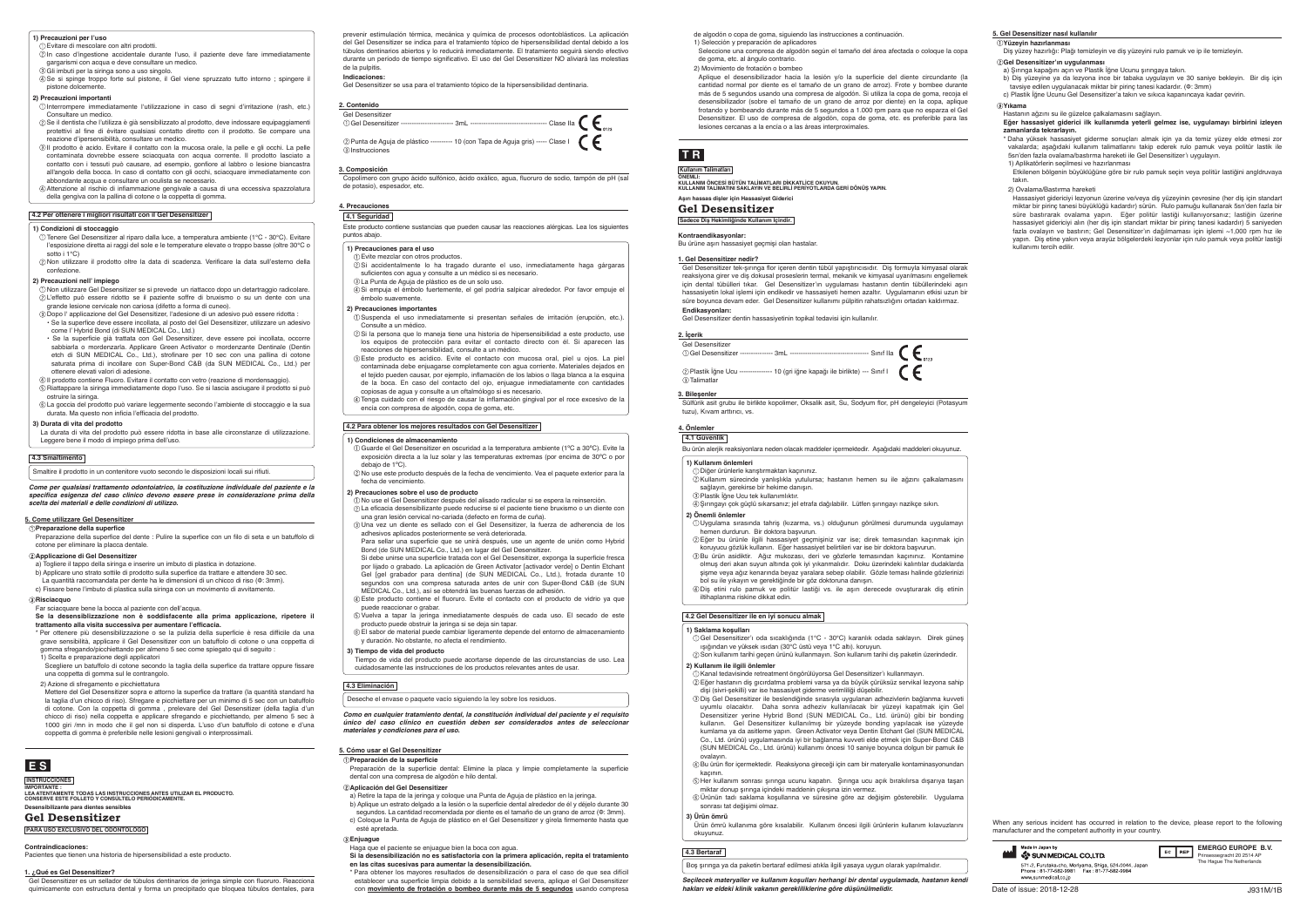### 1) Precauzioni per l'uso

① Evitare di mescolare con altri prodotti.
② In caso d'ingestione accidentale durante l'uso, il paziente deve fare immediatamente gargarismi con acqua e deve consultare un medico.
③ Gli imbuti per la siringa sono a uso singolo.
④ Se si spinge troppo forte sul pistone, il Gel viene spruzzato tutto intorno ; spingere il pistone dolcemente.

### 2) Precauzioni importanti

① Interrompere immediatamente l'utilizzazione in caso di segni d'irritazione (rash, etc.) Consultare un medico.
② Se il dentista che l'utilizza è già sensibilizzato al prodotto, deve indossare equipaggiamenti protettivi al fine di evitare qualsiasi contatto diretto con il prodotto. Se compare una reazione d'ipersensibilità, consultare un medico.
③ Il prodotto è acido. Evitare il contatto con la mucosa orale, la pelle e gli occhi. La pelle contaminata dovrebbe essere sciacquata con acqua corrente. Il prodotto lasciato a contatto con i tessuti può causare, ad esempio, gonfiore al labbro o lesione biancastra all'angolo della bocca. In caso di contatto con gli occhi, sciacquare immediatamente con abbondante acqua e consultare un oculista se necessario.
④ Attenzione al rischio di infiammazione gengivale a causa di una eccessiva spazzolatura della gengiva con la pallina di cotone o la coppetta di gomma.

## 4.2 Per ottenere i migliori risultati con il Gel Desensitizer

### 1) Condizioni di stoccaggio

① Tenere Gel Desensitizer al riparo dalla luce, a temperatura ambiente (1°C - 30°C). Evitare l'esposizione diretta ai raggi del sole e le temperature elevate o troppo basse (oltre 30°C o sotto i 1°C)
② Non utilizzare il prodotto oltre la data di scadenza. Verificare la data sull'esterno della confezione.

### 2) Precauzioni nell' impiego

① Non utilizzare Gel Desensitizer se si prevede un riattacco dopo un detartraggio radicolare.
② L'effetto può essere ridotto se il paziente soffre di bruxismo o su un dente con una grande lesione cervicale non cariosa (difetto a forma di cuneo).
③ Dopo l' applicazione del Gel Desensitizer, l'adesione di un adesivo può essere ridotta :
- Se la superficie deve essere incollata, al posto del Gel Desensitizer, utilizzare un adesivo come l' Hybrid Bond (di SUN MEDICAL Co., Ltd.)
- Se la superficie già trattata con Gel Desensitizer, deve essere poi incollata, occorre sabbiarla o mordenzarla. Applicare Green Activator o mordenzante Dentinale (Dentin etch di SUN MEDICAL Co., Ltd.), strofinare per 10 sec con una pallina di cotone saturata prima di incollare con Super-Bond C&B (da SUN MEDICAL Co., Ltd.) per ottenere elevati valori di adesione.

④ Il prodotto contiene Fluoro. Evitare il contatto con vetro (reazione di mordensaggio).
⑤ Riattappare la siringa immediatamente dopo l'uso. Se si lascia asciugare il prodotto si può ostruire la siringa.
⑥ La goccia del prodotto può variare leggermente secondo l'ambiente di stoccaggio e la sua durata. Ma questo non inficia l'efficacia del prodotto.

### 3) Durata di vita del prodotto

La durata di vita del prodotto può essere ridotta in base alle circostanze di utilizzazione. Leggere bene il modo di impiego prima dell'uso.

## 4.3 Smaltimento

Smaltire il prodotto in un contenitore vuoto secondo le disposizioni locali sui rifiuti.

***Come per qualsiasi trattamento odontoiatrico, la costituzione individuale del paziente e la specifica esigenza del caso clinico devono essere prese in considerazione prima della scelta dei materiali e delle condizioni di utilizzo.***

## 5. Come utilizzare Gel Desensitizer

### ① Preparazione della superficie

Preparazione della superficie del dente : Pulire la superficie con un filo di seta e un batuffolo di cotone per eliminare la placca dentale.

### ② Applicazione di Gel Desensitizer

a) Togliere il tappo della siringa e inserire un imbuto di plastica in dotazione.
b) Applicare uno strato sottile di prodotto sulla superficie da trattare e attendere 30 sec. La quantità raccomandata per dente ha le dimensioni di un chicco di riso (Φ: 3mm).
c) Fissare bene l'imbuto di plastica sulla siringa con un movimento di avvitamento.

### ③ Risciacquo

Far sciacquare bene la bocca al paziente con dell'acqua.

**Se la desensibilizzazione non è soddisfacente alla prima applicazione, ripetere il trattamento alla visita successiva per aumentare l'efficacia.**

\* Per ottenere più desensibilizzazione o se la pulizia della superficie è resa difficile da una grave sensibilità, applicare il Gel Desensitizer con un batuffolo di cotone o una coppetta di gomma sfregando/picchiettando per almeno 5 sec come spiegato qui di seguito :

1) Scelta e preparazione degli applicatori

Scegliere un batuffolo di cotone secondo la taglia della superficie da trattare oppure fissare una coppetta di gomma sul le contrangolo.

2) Azione di sfregamento e picchiettatura

Mettere del Gel Desensitizer sopra e attorno la superficie da trattare (la quantità standard ha la taglia d'un chicco di riso). Sfregare e picchiettare per un minimo di 5 sec con un batuffolo di cotone. Con la coppetta di gomma , prelevare del Gel Desensitizer (della taglia d'un chicco di riso) nella coppetta e applicare sfregando e picchiettando, per almeno 5 sec a 1000 giri /mn in modo che il gel non si disperda. L'uso d'un batuffolo di cotone e d'una coppetta di gomma è preferibile nelle lesioni gengivali o interprossimali.

# ES

**INSTRUCCIONES**

**IMPORTANTE :**
**LEA ATENTAMENTE TODAS LAS INSTRUCCIONES ANTES UTILIZAR EL PRODUCTO.**
**CONSERVE ESTE FOLLETO Y CONSÚLTELO PERIÓDICAMENTE.**

**Desensibilizante para dientes sensibles**

# Gel Desensitizer

**PARA USO EXCLUSIVO DEL ODONTÓLOGO**

**Contraindicaciones:**

Pacientes que tienen una historia de hipersensibilidad a este producto.

## 1. ¿Qué es Gel Desensitizer?

Gel Desensitizer es un sellador de túbulos dentinarios de jeringa simple con fluoruro. Reacciona químicamente con estructura dental y forma un precipitado que bloquea túbulos dentales, para prevenir estimulación térmica, mecánica y química de procesos odontoblásticos. La aplicación del Gel Desensitizer se indica para el tratamiento tópico de hipersensibilidad dental debido a los túbulos dentinarios abiertos y lo reducirá inmediatamente. El tratamiento seguirá siendo efectivo durante un período de tiempo significativo. El uso del Gel Desensitizer NO aliviará las molestias de la pulpitis.

**Indicaciones:**

Gel Desensitizer se usa para el tratamiento tópico de la hipersensibilidad dentinaria.

## 2. Contenido

Gel Desensitizer
① Gel Desensitizer ------------------------ 3mL ---------------------------------- Clase IIa CE 0123
② Punta de Aguja de plástico ---------- 10 (con Tapa de Aguja gris) ----- Clase I CE
③ Instrucciones

## 3. Composición

Copolímero con grupo ácido sulfónico, ácido oxálico, agua, fluoruro de sodio, tampón de pH (sal de potasio), espesador, etc.

## 4. Precauciones

### 4.1 Seguridad

Este producto contiene sustancias que pueden causar las reacciones alérgicas. Lea los siguientes puntos abajo.

### 1) Precauciones para el uso

① Evite mezclar con otros productos.
② Si accidentalmente lo ha tragado durante el uso, inmediatamente haga gárgaras suficientes con agua y consulte a un médico si es necesario.
③ La Punta de Aguja de plástico es de un solo uso.
④ Si empuja el émbolo fuertemente, el gel podría salpicar alrededor. Por favor empuje el émbolo suavemente.

### 2) Precauciones importantes

① Suspenda el uso inmediatamente si se presentan señales de irritación (erupción, etc.). Consulte a un médico.
② Si la persona que lo maneja tiene una historia de hipersensibilidad a este producto, use los equipos de protección para evitar el contacto directo con él. Si aparecen las reacciones de hipersensibilidad, consulte a un médico.
③ Este producto es ácidos. Evite el contacto con mucosa oral, piel u ojos. La piel contaminada debe enjuagarse completamente con agua corriente. Materiales dejados en el tejido pueden causar, por ejemplo, inflamación de los labios o llaga blanca a la esquina de la boca. En caso del contacto del ojo, enjuague inmediatamente con cantidades copiosas de agua y consulte a un oftalmólogo si es necesario.
④ Tenga cuidado con el riesgo de causar la inflamación gingival por el roce excesivo de la encía con compresa de algodón, copa de goma, etc.

### 4.2 Para obtener los mejores resultados con Gel Desensitizer

### 1) Condiciones de almacenamiento

① Guarde el Gel Desensitizer en oscuridad a la temperatura ambiente (1ºC a 30ºC). Evite la exposición directa a la luz solar y las temperaturas extremas (por encima de 30ºC o por debajo de 1ºC).
② No use este producto después de la fecha de vencimiento. Vea el paquete exterior para la fecha de vencimiento.

### 2) Precauciones sobre el uso de producto

① No use el Gel Desensitizer después del alisado radicular si se espera la reinserción.
② La eficacia desensibilizante puede reducirse si el paciente tiene bruxismo o un diente con una gran lesión cervical no-cariada (defecto en forma de cuña).
③ Una vez un diente es sellado con el Gel Desensitizer, la fuerza de adherencia de los adhesivos aplicados posteriormente se verá deteriorada.
Para sellar una superficie que se unirá después, use un agente de unión como Hybrid Bond (de SUN MEDICAL Co., Ltd.) en lugar del Gel Desensitizer.
Si debe unirse una superficie tratada con el Gel Desensitizer, exponga la superficie fresca por lijado o grabado. La aplicación de Green Activator [activador verde] o Dentin Etchant Gel [gel grabador para dentina] (de SUN MEDICAL Co., Ltd.), frotada durante 10 segundos con una compresa saturada antes de unir con Super-Bond C&B (de SUN MEDICAL Co., Ltd.), así se obtendrá las buenas fuerzas de adhesión.
④ Este producto contiene el fluoruro. Evite el contacto con el producto de vidrio ya que puede reaccionar o grabar.
⑤ Vuelva a tapar la jeringa inmediatamente después de cada uso. El secado de este producto puede obstruir la jeringa si se deja sin tapar.
⑥ El sabor de material puede cambiar ligeramente depende del entorno de almacenamiento y duración. No obstante, no afecta el rendimiento.

### 3) Tiempo de vida del producto

Tiempo de vida del producto puede acortarse depende de las circunstancias de uso. Lea cuidadosamente las instrucciones de los productos relevantes antes de usar.

### 4.3 Eliminación

Deseche el envase o paquete vacío siguiendo la ley sobre los residuos.

***Como en cualquier tratamiento dental, la constitución individual del paciente y el requisito único del caso clínico en cuestión deben ser considerados antes de seleccionar materiales y condiciones para el uso.***

## 5. Cómo usar el Gel Desensitizer

### ① Preparación de la superficie

Preparación de la superficie dental: Elimine la placa y limpie completamente la superficie dental con una compresa de algodón e hilo dental.

### ② Aplicación del Gel Desensitizer

a) Retire la tapa de la jeringa y coloque una Punta de Aguja de plástico en la jeringa.
b) Aplique un estrato delgado a la superficie dental alrededor de él y déjelo durante 30 segundos. La cantidad recomendada por diente es el tamaño de un grano de arroz (Φ: 3mm).
c) Coloque la Punta de Aguja de plástico en el Gel Desensitizer y gírela firmemente hasta que esté apretada.

### ③ Enjuague

Haga que el paciente se enjuague bien la boca con agua.

**Si la desensibilización no es satisfactoria con la primera aplicación, repita el tratamiento en las citas sucesivas para aumentar la desensibilización.**

\* Para obtener los mejores resultados de desensibilización o para el caso de que sea difícil establecer una superficie limpia debido a la sensibilidad severa, aplique el Gel Desensitizer con **movimiento de frotación o bombeo durante más de 5 segundos** usando compresa de algodón o copa de goma, siguiendo las instrucciones a continuación.

1) Selección y preparación de aplicadores

Seleccione una compresa de algodón según el tamaño del área afectada o coloque la copa de goma, etc. al ángulo contrario.

2) Movimiento de frotación o bombeo

Aplique el desensibilizador hacia la lesión y/o la superficie del diente circundante (la cantidad normal por diente es el tamaño de un grano de arroz). Frote y bombee durante más de 5 segundos usando una compresa de algodón. Si utiliza la copa de goma, recoja el desensibilizador (sobre el tamaño de un grano de arroz por diente) en la copa, aplique frotando y bombeando durante más de 5 segundos a 1.000 rpm para que no se esparza el Gel Desensitizer. El uso de compresa de algodón, copa de goma, etc. es preferible para las lesiones cercanas a la encía o a las áreas interproximales.

# TR

**Kullanım Talimatları**

**ÖNEMLİ:**
**KULLANIM ÖNCESİ BÜTÜN TALİMATLARI DİKKATLİCE OKUYUN.**
**KULLANIM TALİMATINI SAKLAYIN VE BELİRLİ PERİYOTLARDA GERİ DÖNÜŞ YAPIN.**

**Aşırı hassas dişler için Hassasiyet Giderici**

# Gel Desensitizer

**Sadece Diş Hekimliğinde Kullanım İçindir.**

**Kontraendikasyonlar:**

Bu ürüne aşırı hassasiyet geçmişi olan hastalar.

## 1. Gel Desensitizer nedir?

Gel Desensitizer tek-şırınga flor içeren dentin tübül yapıştırıcısıdır. Diş formuyla kimyasal olarak reaksiyona girer ve diş dokusal proseslerin termal, mekanik ve kimyasal uyarılmasını engellemek için dental tübülleri tıkar. Gel Desensitizer'ın uygulaması hastanın dentin tübüllerindeki aşırı hassasiyetin lokal işlemi için endikedir ve hassasiyeti hemen azaltır. Uygulamanın etkisi uzun bir süre boyunca devam eder. Gel Desensitizer kullanımı pülpitin rahatsızlığını ortadan kaldırmaz.

**Endikasyonları:**

Gel Desensitizer dentin hassasiyetinin topikal tedavisi için kullanılır.

## 2. İçerik

Gel Desensitizer
① Gel Desensitizer ---------------- 3mL ---------------------------------------- Sınıf IIa CE 0123
② Plastik İğne Ucu ---------------- 10 (gri iğne kapağı ile birlikte) --- Sınıf I CE
③ Talimatlar

## 3. Bileşenler

Sülfürik asit grubu ile birlikte kopolimer, Oksalik asit, Su, Sodyum flor, pH dengeleyici (Potasyum tuzu), Kıvam arttırıcı, vs.

## 4. Önlemler

### 4.1 Güvenlik

Bu ürün alerjik reaksiyonlara neden olacak maddeler içermektedir. Aşağıdaki maddeleri okuyunuz.

### 1) Kullanım önlemleri

① Diğer ürünlerle karıştırmaktan kaçınınız.
② Kullanım sürecinde yanlışlıkla yutulursa; hastanın hemen su ile ağzını çalkalamasını sağlayın, gerekirse bir hekime danışın.
③ Plastik İğne Ucu tek kullanımlıktır.
④ Şırıngayı çok güçlü sıkarsanız; jel etrafa dağılabilir. Lütfen şırıngayı nazikçe sıkın.

### 2) Önemli önlemler

① Uygulama sırasında tahriş (kızarma, vs.) olduğunun görülmesi durumunda uygulamayı hemen durdurun. Bir doktora başvurun.
② Eğer bu ürüne ilgili hassasiyet geçmişiniz var ise; direk temasından kaçınmak için koruyucu gözlük kullanın. Eğer hassasiyet belirtileri var ise bir doktora başvurun.
③ Bu ürün asidiktir. Ağız mukozası, deri ve gözlerle temasından kaçınınız. Kontamine olmuş deri akan suyun altında çok iyi yıkanmalıdır. Doku üzerindeki kalıntılar dudaklarda şişme veya ağız kenarında beyaz yaralara sebep olabilir. Gözle teması halinde gözlerinizi bol su ile yıkayın ve gerektiğinde bir göz doktoruna danışın.
④ Diş etini rulo pamuk ve politür lastiği vs. ile aşırı derecede ovuşturarak diş etinin iltihaplanma riskine dikkat edin.

### 4.2 Gel Desensitizer ile en iyi sonucu almak

### 1) Saklama koşulları

① Gel Desensitizer'ı oda sıcaklığında (1°C - 30°C) karanlık odada saklayın. Direk güneş ışığından ve yüksek ısıdan (30°C üstü veya 1°C altı). koruyun.
② Son kullanım tarihi geçen ürünü kullanmayın. Son kullanım tarihi dış paketin üzerindedir.

### 2) Kullanım ile ilgili önlemler

① Kanal tedavisinde retreatment öngörülüyorsa Gel Desensitizer'ı kullanmayın.
② Eğer hastanın diş gıcırdatma problemi varsa ya da büyük çürüksüz servikal lezyona sahip dişi (sivri-şekilli) var ise hassasiyet giderme verimliliği düşebilir.
③ Diş Gel Desensitizer ile beslendiğinde sırasıyla uygulanan adhezivlerin bağlanma kuvveti uyumlu olacaktır. Daha sonra adheziv kullanılacak bir yüzeyi kapatmak için Gel Desensitizer yerine Hybrid Bond (SUN MEDICAL Co., Ltd. ürünü) gibi bir bonding kullanın. Gel Desensitizer kullanılmış bir yüzeyde bonding yapılacak ise yüzeyde kumlama ya da asitleme yapın. Green Activator veya Dentin Etchant Gel (SUN MEDICAL Co., Ltd. ürünü) uygulamasında iyi bir bağlanma kuvveti elde etmek için Super-Bond C&B (SUN MEDICAL Co., Ltd. ürünü) kullanımı öncesi 10 saniye boyunca dolgun bir pamuk ile ovalayın.
④ Bu ürün flor içermektedir. Reaksiyona gireceği için cam bir materyalle kontaminasyonundan kaçının.
⑤ Her kullanım sonrası şırınga ucunu kapatın. Şırınga ucu açık bırakılırsa dışarıya taşan miktar donup şırınga içindeki maddenin çıkışına izin vermez.
⑥ Ürünün tadı saklama koşullarına ve süresine göre az değişim gösterebilir. Uygulama sonrası tat değişimi olmaz.

### 3) Ürün ömrü

Ürün ömrü kullanıma göre kısalabilir. Kullanım öncesi ilgili ürünlerin kullanım kılavuzlarını okuyunuz.

### 4.3 Bertaraf

Boş şırınga ya da paketin bertaraf edilmesi atıkla ilgili yasaya uygun olarak yapılmalıdır.

***Seçilecek materyaller ve kullanım koşulları herhangi bir dental uygulamada, hastanın kendi hakları ve eldeki klinik vakanın gerekliliklerine göre düşünülmelidir.***

## 5. Gel Desensitizer nasıl kullanılır

### ① Yüzeyin hazırlanması

Diş yüzey hazırlığı: Plağı temizleyin ve diş yüzeyini rulo pamuk ve ip ile temizleyin.

### ② Gel Desensitizer'ın uygulanması

a) Şırınga kapağını açın ve Plastik İğne Ucunu şırıngaya takın.
b) Diş yüzeyine ya da lezyona ince bir tabaka uygulayın ve 30 saniye bekleyin. Bir diş için tavsiye edilen uygulanacak miktar bir pirinç tanesi kadardır. (Φ: 3mm)
c) Plastik İğne Ucunu Gel Desensitizer'a takın ve sıkıca kapanıncaya kadar çevirin.

### ③ Yıkama

Hastanın ağzını su ile güzelce çalkalamasını sağlayın.

**Eğer hassasiyet giderici ilk kullanımda yeterli gelmez ise, uygulamayı birbirini izleyen zamanlarda tekrarlayın.**

\* Daha yüksek hassasiyet giderme sonuçları almak için ya da temiz yüzey elde etmesi zor vakalarda; aşağıdaki kullanım talimatlarını takip ederek rulo pamuk veya politür lastik ile 5sn'den fazla ovalama/bastırma hareketi ile Gel Desensitizer'ı uygulayın.

1) Aplikatörlerin seçilmesi ve hazırlanması

Etkilenen bölgenin büyüklüğüne göre bir rulo pamuk seçin veya politür lastiğini angldruvaya takın.

2) Ovalama/Bastırma hareketi

Hassasiyet gidericiyi lezyonun üzerine ve/veya diş yüzeyinin çevresine (her diş için standart miktar bir pirinç tanesi büyüklüğü kadardır) sürün. Rulo pamuğu kullanarak 5sn'den fazla bir süre bastırarak ovalama yapın. Eğer politür lastiği kullanılıyorsanız; lastiğin üzerine hassasiyet gidericiyi alın (her diş için standart miktar bir pirinç tanesi kadardır) 5 saniyeden fazla ovalayın ve bastırın; Gel Desensitizer'in dağılmaması için işlemi ~1,000 rpm hız ile yapın. Diş etine yakın veya arayüz bölgelerdeki lezyonlar için rulo pamuk veya politür lastiği kullanımı tercih edilir.

When any serious incident has occurred in relation to the device, please report to the following manufacturer and the competent authority in your country.

Made in Japan by
SUN MEDICAL CO.,LTD.
571-2, Furutaka-cho, Moriyama, Shiga, 524-0044, Japan
Phone : 81-77-582-9981 Fax : 81-77-582-9984
www.sunmedical.co.jp

EC REP
EMERGO EUROPE B.V.
Prinsessegracht 20 2514 AP
The Hague The Netherlands

Date of issue: 2018-12-28

J931M/1B